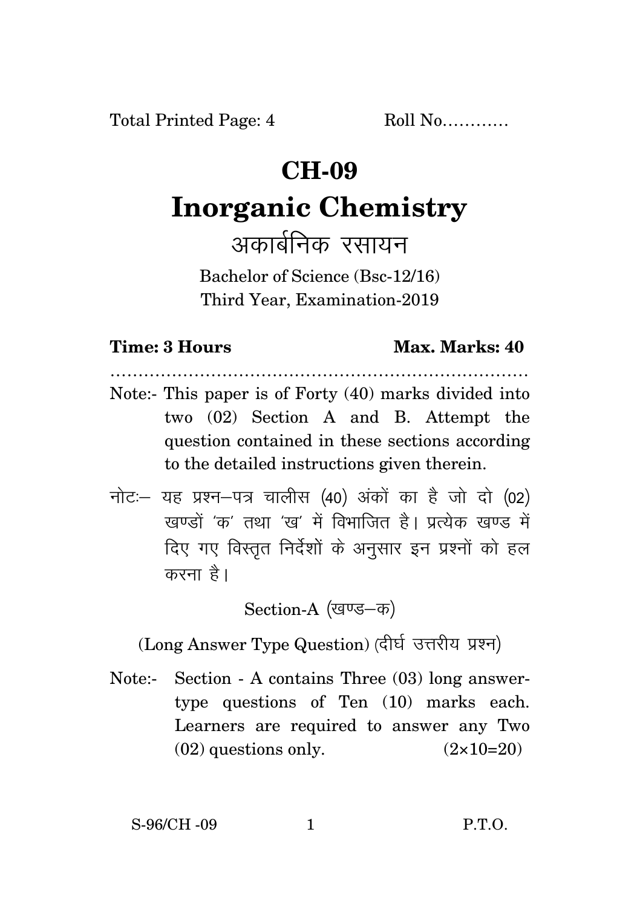Total Printed Page: 4 Roll No............

# CH-09

# Inorganic Chemistry

## अकार्बनिक रसायन

Bachelor of Science (Bsc-12/16)
Third Year, Examination-2019

**Time: 3 Hours** **Max. Marks: 40**

..........................................................................

Note:- This paper is of Forty (40) marks divided into two (02) Section A and B. Attempt the question contained in these sections according to the detailed instructions given therein.

नोटः– यह प्रश्न–पत्र चालीस (40) अंकों का है जो दो (02) खण्डों 'क' तथा 'ख' में विभाजित है। प्रत्येक खण्ड में दिए गए विस्तृत निर्देशों के अनुसार इन प्रश्नों को हल करना है।

Section-A (खण्ड–क)

(Long Answer Type Question) (दीर्घ उत्तरीय प्रश्न)

Note:- Section - A contains Three (03) long answer-type questions of Ten (10) marks each. Learners are required to answer any Two (02) questions only. (2×10=20)

S-96/CH -09 P.T.O.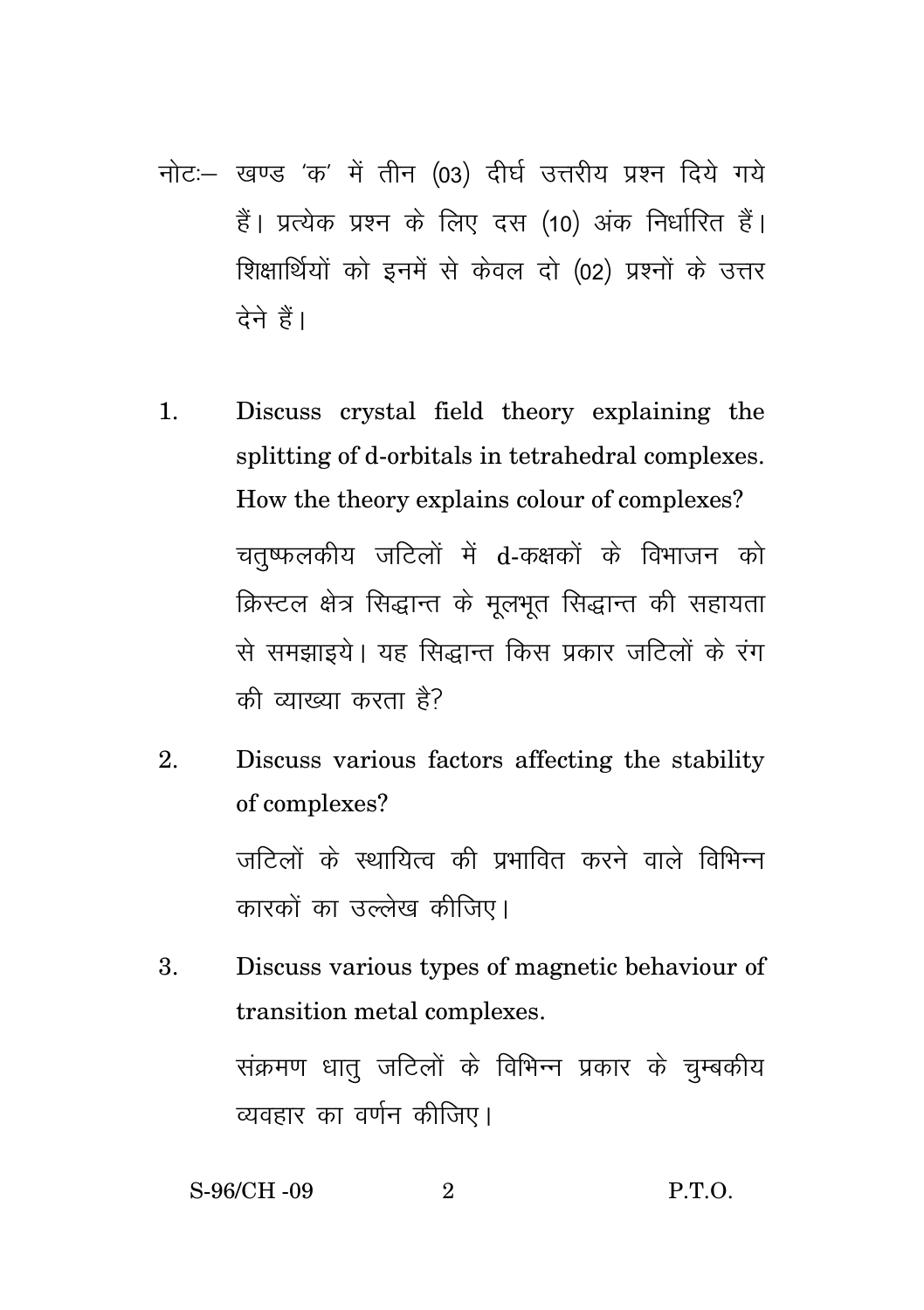नोटः– खण्ड 'क' में तीन (03) दीर्घ उत्तरीय प्रश्न दिये गये हैं। प्रत्येक प्रश्न के लिए दस (10) अंक निर्धारित हैं। शिक्षार्थियों को इनमें से केवल दो (02) प्रश्नों के उत्तर देने हैं।

1. Discuss crystal field theory explaining the splitting of d-orbitals in tetrahedral complexes. How the theory explains colour of complexes?

   चतुष्फलकीय जटिलों में d-कक्षकों के विभाजन को क्रिस्टल क्षेत्र सिद्धान्त के मूलभूत सिद्धान्त की सहायता से समझाइये। यह सिद्धान्त किस प्रकार जटिलों के रंग की व्याख्या करता है?

2. Discuss various factors affecting the stability of complexes?

   जटिलों के स्थायित्व की प्रभावित करने वाले विभिन्न कारकों का उल्लेख कीजिए।

3. Discuss various types of magnetic behaviour of transition metal complexes.

   संक्रमण धातु जटिलों के विभिन्न प्रकार के चुम्बकीय व्यवहार का वर्णन कीजिए।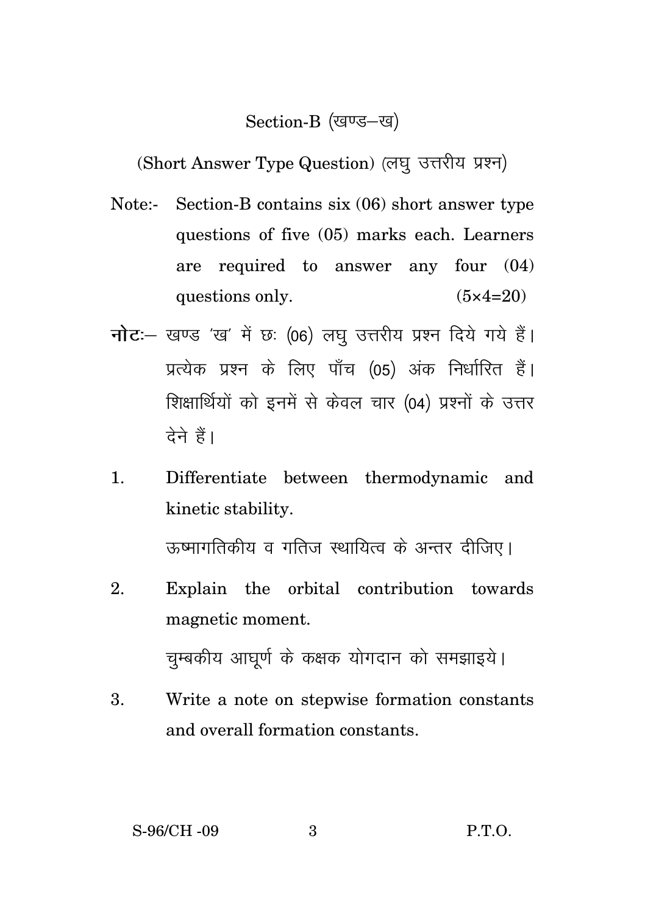## Section-B (खण्ड–ख)

(Short Answer Type Question) (लघु उत्तरीय प्रश्न)

Note:- Section-B contains six (06) short answer type questions of five (05) marks each. Learners are required to answer any four (04) questions only. (5×4=20)

**नोट:**– खण्ड 'ख' में छः (06) लघु उत्तरीय प्रश्न दिये गये हैं। प्रत्येक प्रश्न के लिए पाँच (05) अंक निर्धारित हैं। शिक्षार्थियों को इनमें से केवल चार (04) प्रश्नों के उत्तर देने हैं।

1. Differentiate between thermodynamic and kinetic stability.

   ऊष्मागतिकीय व गतिज स्थायित्व के अन्तर दीजिए।

2. Explain the orbital contribution towards magnetic moment.

   चुम्बकीय आघूर्ण के कक्षक योगदान को समझाइये।

3. Write a note on stepwise formation constants and overall formation constants.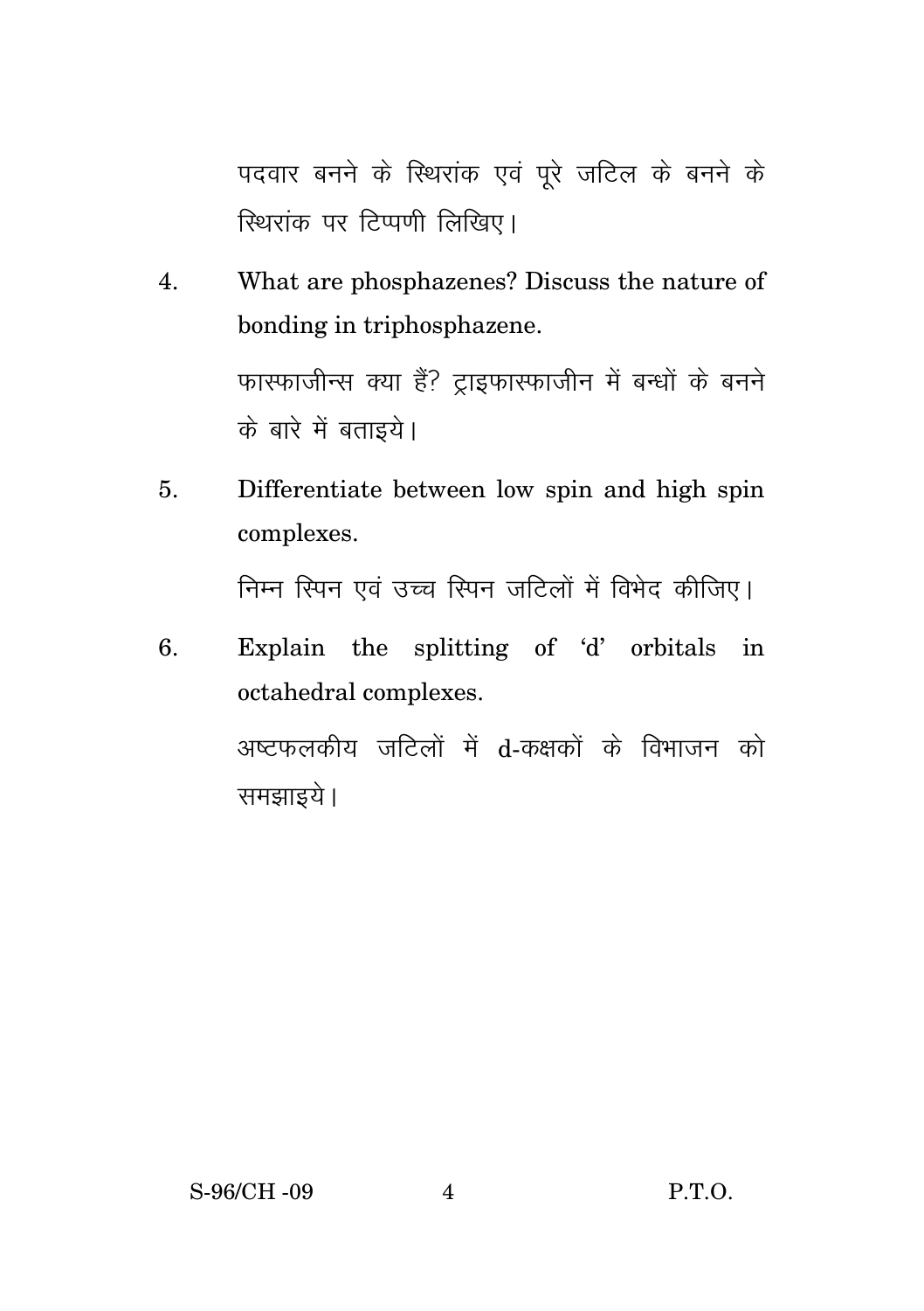पदवार बनने के स्थिरांक एवं पूरे जटिल के बनने के स्थिरांक पर टिप्पणी लिखिए।

4. What are phosphazenes? Discuss the nature of bonding in triphosphazene.

   फास्फाजीन्स क्या हैं? ट्राइफास्फाजीन में बन्धों के बनने के बारे में बताइये।

5. Differentiate between low spin and high spin complexes.

   निम्न स्पिन एवं उच्च स्पिन जटिलों में विभेद कीजिए।

6. Explain the splitting of 'd' orbitals in octahedral complexes.

   अष्टफलकीय जटिलों में d-कक्षकों के विभाजन को समझाइये।